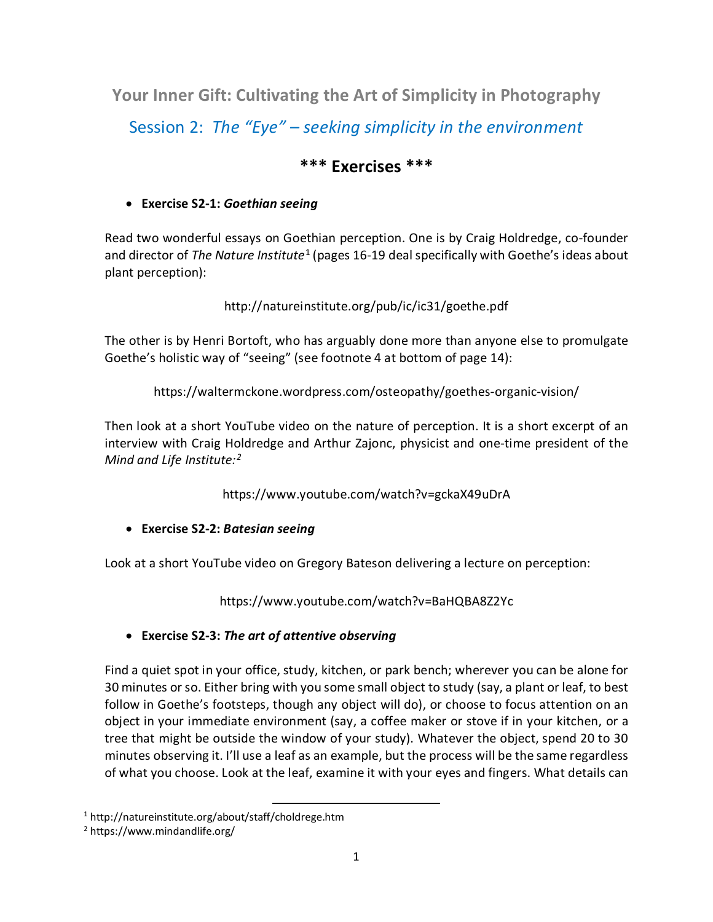# Your Inner Gift: Cultivating the Art of Simplicity in Photography

## Session 2: *The "Eye" – seeking simplicity in the environment*

### *** Exercises ***

- **Exercise S2-1: *Goethian seeing***

Read two wonderful essays on Goethian perception. One is by Craig Holdredge, co-founder and director of *The Nature Institute*[1] (pages 16-19 deal specifically with Goethe's ideas about plant perception):

http://natureinstitute.org/pub/ic/ic31/goethe.pdf

The other is by Henri Bortoft, who has arguably done more than anyone else to promulgate Goethe's holistic way of "seeing" (see footnote 4 at bottom of page 14):

https://waltermckone.wordpress.com/osteopathy/goethes-organic-vision/

Then look at a short YouTube video on the nature of perception. It is a short excerpt of an interview with Craig Holdredge and Arthur Zajonc, physicist and one-time president of the *Mind and Life Institute:*[2]

https://www.youtube.com/watch?v=gckaX49uDrA

- **Exercise S2-2: *Batesian seeing***

Look at a short YouTube video on Gregory Bateson delivering a lecture on perception:

https://www.youtube.com/watch?v=BaHQBA8Z2Yc

- **Exercise S2-3: *The art of attentive observing***

Find a quiet spot in your office, study, kitchen, or park bench; wherever you can be alone for 30 minutes or so. Either bring with you some small object to study (say, a plant or leaf, to best follow in Goethe's footsteps, though any object will do), or choose to focus attention on an object in your immediate environment (say, a coffee maker or stove if in your kitchen, or a tree that might be outside the window of your study). Whatever the object, spend 20 to 30 minutes observing it. I'll use a leaf as an example, but the process will be the same regardless of what you choose. Look at the leaf, examine it with your eyes and fingers. What details can

---

[1] http://natureinstitute.org/about/staff/choldrege.htm

[2] https://www.mindandlife.org/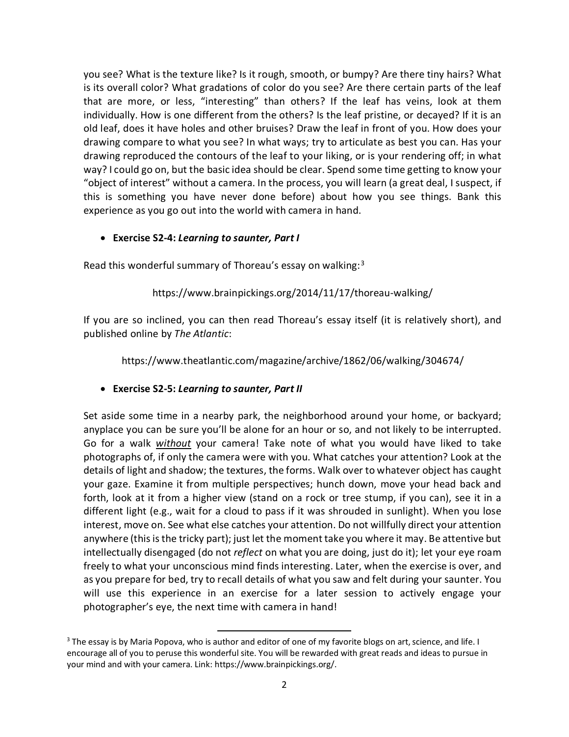you see? What is the texture like? Is it rough, smooth, or bumpy? Are there tiny hairs? What is its overall color? What gradations of color do you see? Are there certain parts of the leaf that are more, or less, "interesting" than others? If the leaf has veins, look at them individually. How is one different from the others? Is the leaf pristine, or decayed? If it is an old leaf, does it have holes and other bruises? Draw the leaf in front of you. How does your drawing compare to what you see? In what ways; try to articulate as best you can. Has your drawing reproduced the contours of the leaf to your liking, or is your rendering off; in what way? I could go on, but the basic idea should be clear. Spend some time getting to know your "object of interest" without a camera. In the process, you will learn (a great deal, I suspect, if this is something you have never done before) about how you see things. Bank this experience as you go out into the world with camera in hand.

- **Exercise S2-4: *Learning to saunter, Part I***

Read this wonderful summary of Thoreau's essay on walking:[3]

https://www.brainpickings.org/2014/11/17/thoreau-walking/

If you are so inclined, you can then read Thoreau's essay itself (it is relatively short), and published online by *The Atlantic*:

https://www.theatlantic.com/magazine/archive/1862/06/walking/304674/

- **Exercise S2-5: *Learning to saunter, Part II***

Set aside some time in a nearby park, the neighborhood around your home, or backyard; anyplace you can be sure you'll be alone for an hour or so, and not likely to be interrupted. Go for a walk ***without*** your camera! Take note of what you would have liked to take photographs of, if only the camera were with you. What catches your attention? Look at the details of light and shadow; the textures, the forms. Walk over to whatever object has caught your gaze. Examine it from multiple perspectives; hunch down, move your head back and forth, look at it from a higher view (stand on a rock or tree stump, if you can), see it in a different light (e.g., wait for a cloud to pass if it was shrouded in sunlight). When you lose interest, move on. See what else catches your attention. Do not willfully direct your attention anywhere (this is the tricky part); just let the moment take you where it may. Be attentive but intellectually disengaged (do not *reflect* on what you are doing, just do it); let your eye roam freely to what your unconscious mind finds interesting. Later, when the exercise is over, and as you prepare for bed, try to recall details of what you saw and felt during your saunter. You will use this experience in an exercise for a later session to actively engage your photographer's eye, the next time with camera in hand!

[3] The essay is by Maria Popova, who is author and editor of one of my favorite blogs on art, science, and life. I encourage all of you to peruse this wonderful site. You will be rewarded with great reads and ideas to pursue in your mind and with your camera. Link: https://www.brainpickings.org/.